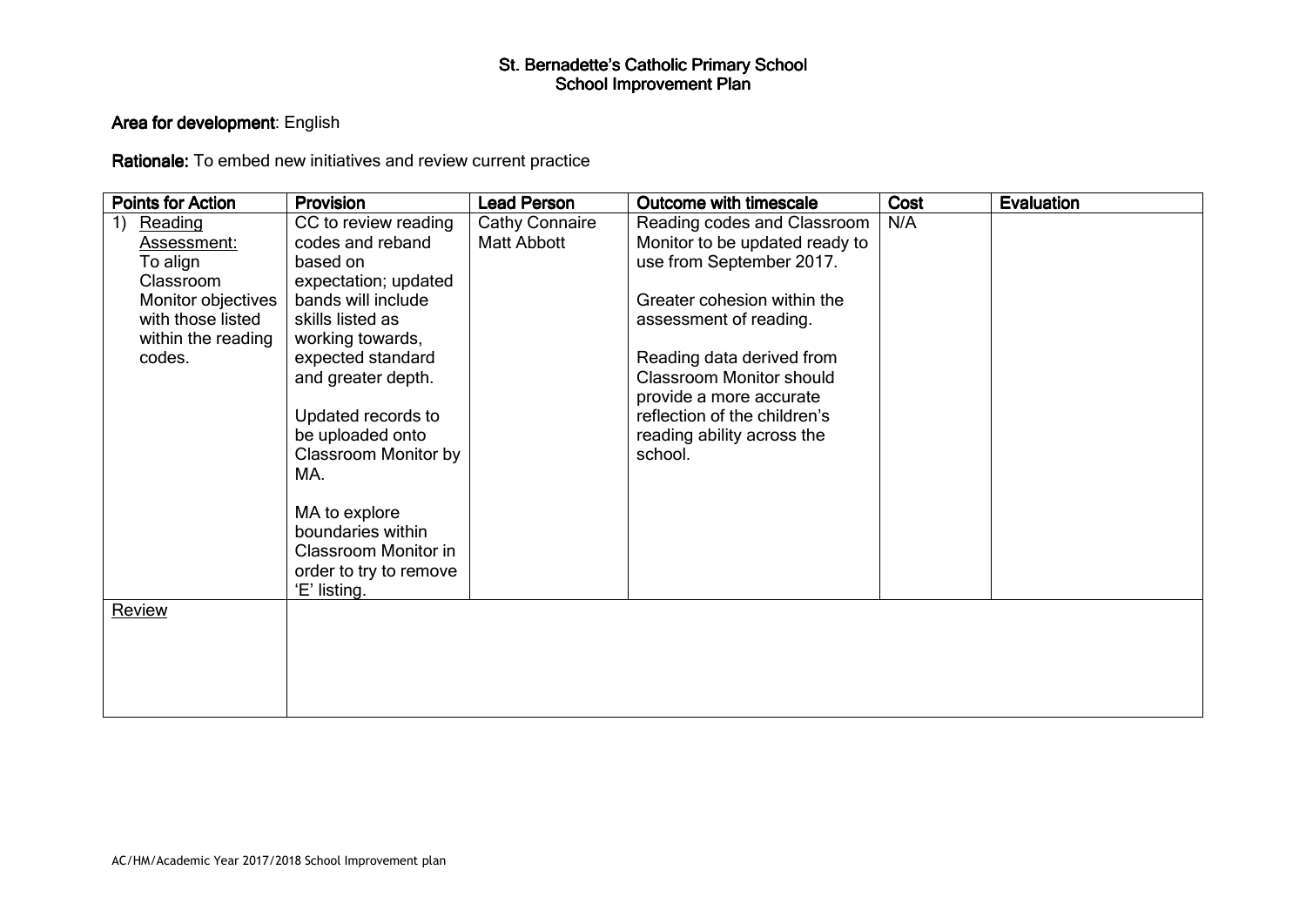# St. Bernadette's Catholic Primary School
## School Improvement Plan

**Area for development**: English

**Rationale:** To embed new initiatives and review current practice

| Points for Action | Provision | Lead Person | Outcome with timescale | Cost | Evaluation |
|---|---|---|---|---|---|
| 1) Reading Assessment: To align Classroom Monitor objectives with those listed within the reading codes. | CC to review reading codes and reband based on expectation; updated bands will include skills listed as working towards, expected standard and greater depth.<br><br>Updated records to be uploaded onto Classroom Monitor by MA.<br><br>MA to explore boundaries within Classroom Monitor in order to try to remove 'E' listing. | Cathy Connaire<br>Matt Abbott | Reading codes and Classroom Monitor to be updated ready to use from September 2017.<br><br>Greater cohesion within the assessment of reading.<br><br>Reading data derived from Classroom Monitor should provide a more accurate reflection of the children's reading ability across the school. | N/A | |
| Review | | | | | |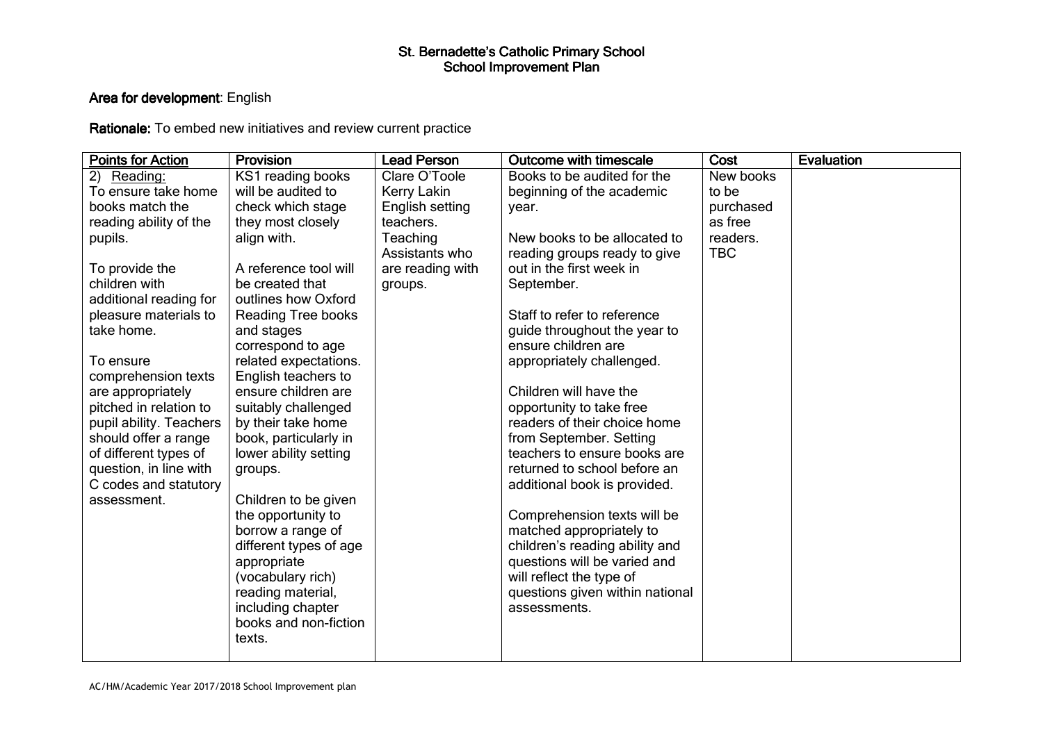# St. Bernadette's Catholic Primary School
## School Improvement Plan

**Area for development**: English

**Rationale:** To embed new initiatives and review current practice

| Points for Action | Provision | Lead Person | Outcome with timescale | Cost | Evaluation |
|---|---|---|---|---|---|
| 2) Reading:<br>To ensure take home books match the reading ability of the pupils.<br><br>To provide the children with additional reading for pleasure materials to take home.<br><br>To ensure comprehension texts are appropriately pitched in relation to pupil ability. Teachers should offer a range of different types of question, in line with C codes and statutory assessment. | KS1 reading books will be audited to check which stage they most closely align with.<br><br>A reference tool will be created that outlines how Oxford Reading Tree books and stages correspond to age related expectations. English teachers to ensure children are suitably challenged by their take home book, particularly in lower ability setting groups.<br><br>Children to be given the opportunity to borrow a range of different types of age appropriate (vocabulary rich) reading material, including chapter books and non-fiction texts. | Clare O'Toole<br>Kerry Lakin<br>English setting teachers.<br>Teaching Assistants who are reading with groups. | Books to be audited for the beginning of the academic year.<br><br>New books to be allocated to reading groups ready to give out in the first week in September.<br><br>Staff to refer to reference guide throughout the year to ensure children are appropriately challenged.<br><br>Children will have the opportunity to take free readers of their choice home from September. Setting teachers to ensure books are returned to school before an additional book is provided.<br><br>Comprehension texts will be matched appropriately to children's reading ability and questions will be varied and will reflect the type of questions given within national assessments. | New books to be purchased as free readers.<br>TBC | |

AC/HM/Academic Year 2017/2018 School Improvement plan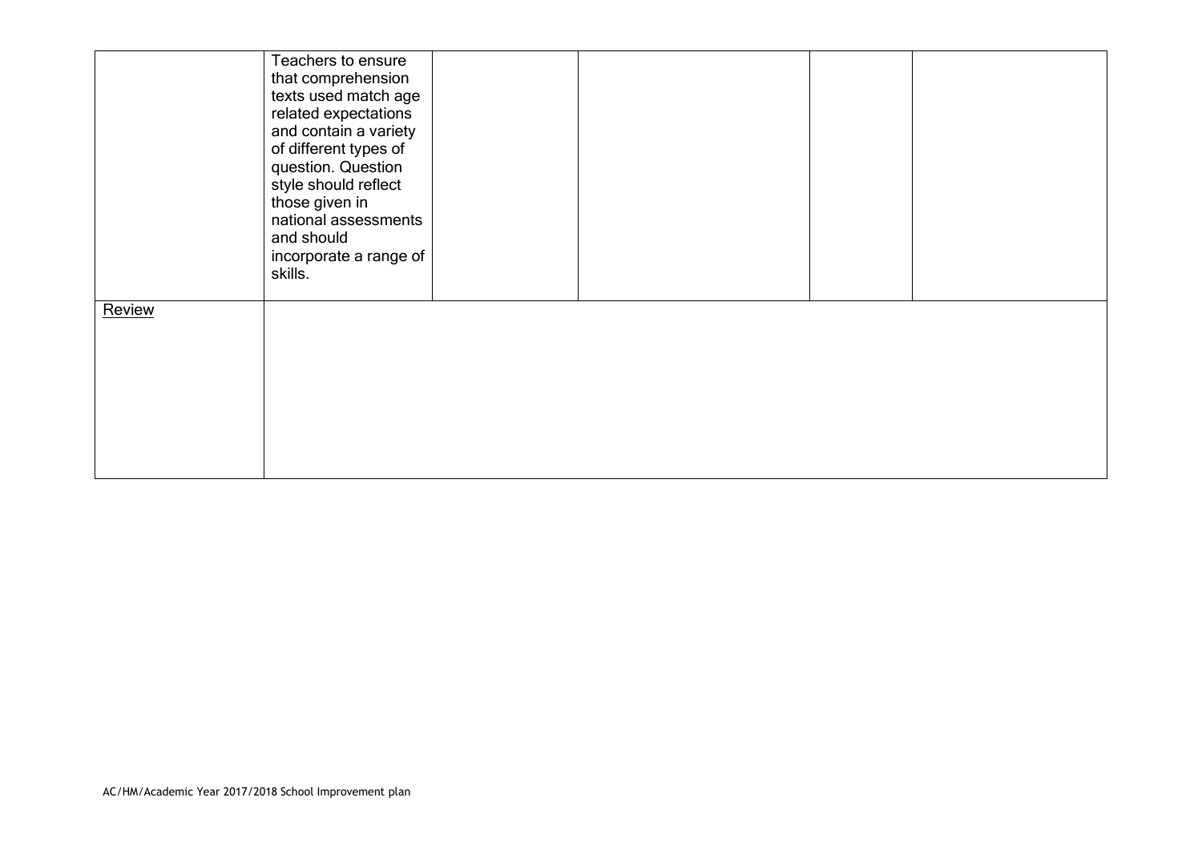| | | | | | |
|---|---|---|---|---|---|
| | Teachers to ensure that comprehension texts used match age related expectations and contain a variety of different types of question. Question style should reflect those given in national assessments and should incorporate a range of skills. | | | | |
| Review | | | | | |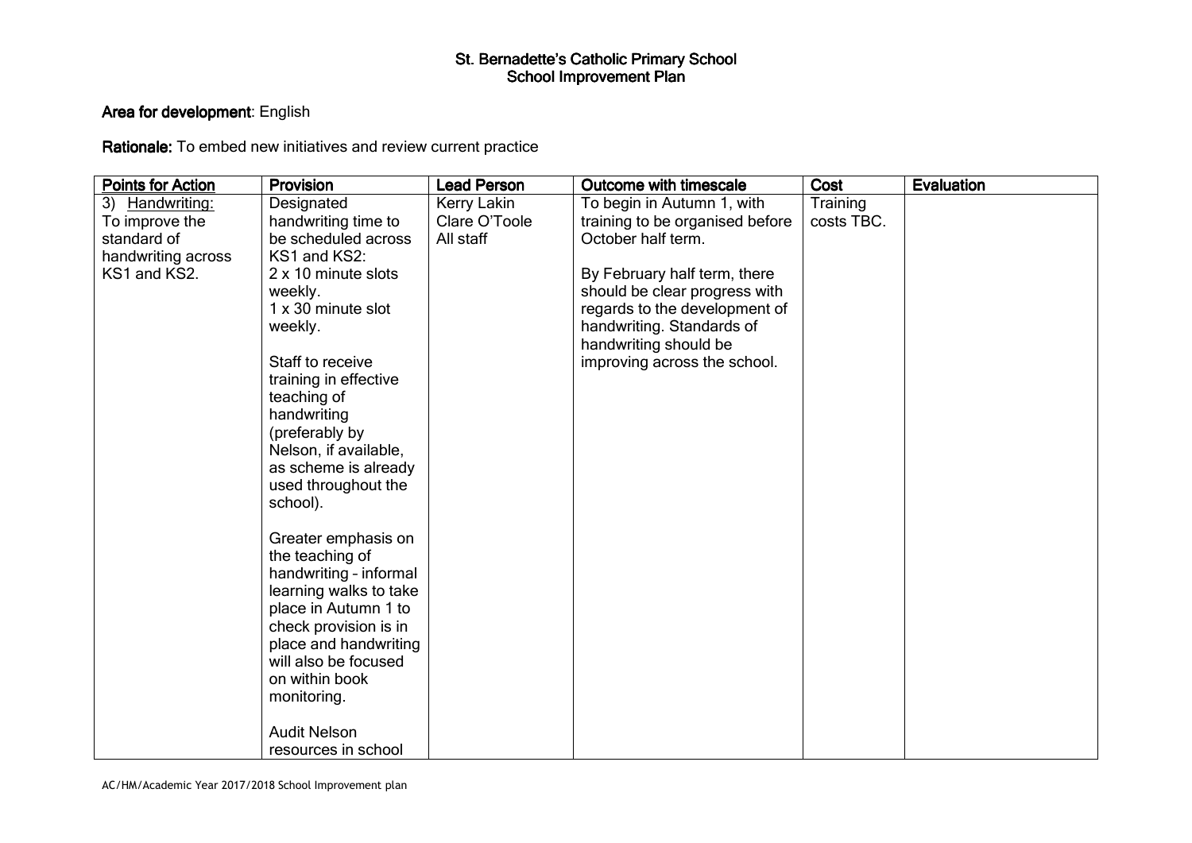# St. Bernadette's Catholic Primary School
## School Improvement Plan

**Area for development**: English

**Rationale:** To embed new initiatives and review current practice

| Points for Action | Provision | Lead Person | Outcome with timescale | Cost | Evaluation |
|---|---|---|---|---|---|
| 3) Handwriting: To improve the standard of handwriting across KS1 and KS2. | Designated handwriting time to be scheduled across KS1 and KS2: 2 x 10 minute slots weekly. 1 x 30 minute slot weekly.<br><br>Staff to receive training in effective teaching of handwriting (preferably by Nelson, if available, as scheme is already used throughout the school).<br><br>Greater emphasis on the teaching of handwriting – informal learning walks to take place in Autumn 1 to check provision is in place and handwriting will also be focused on within book monitoring.<br><br>Audit Nelson resources in school | Kerry Lakin<br>Clare O'Toole<br>All staff | To begin in Autumn 1, with training to be organised before October half term.<br><br>By February half term, there should be clear progress with regards to the development of handwriting. Standards of handwriting should be improving across the school. | Training costs TBC. | |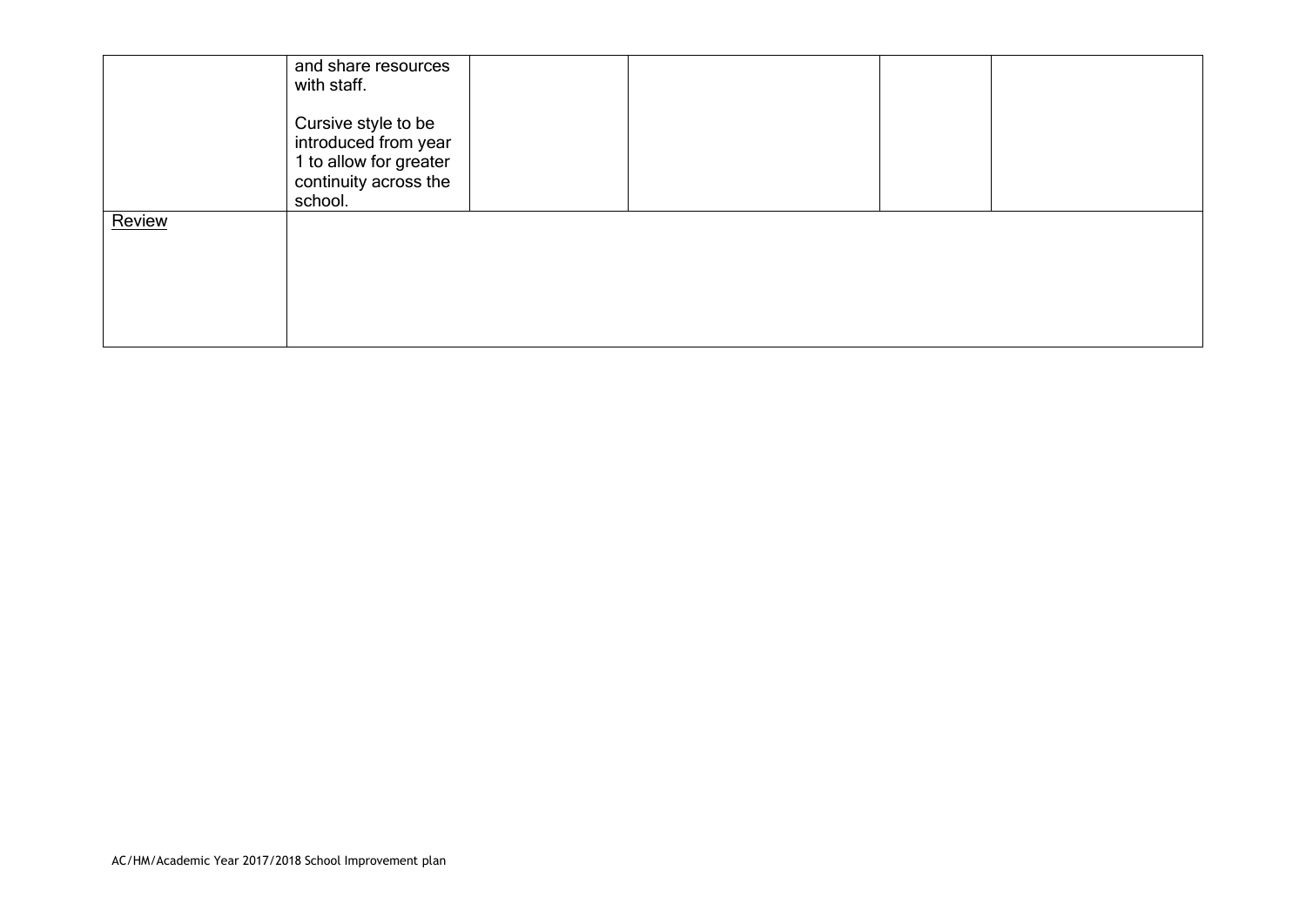| | | | | | |
|---|---|---|---|---|---|
| | and share resources with staff.<br><br>Cursive style to be introduced from year 1 to allow for greater continuity across the school. | | | | |
| Review | | | | | |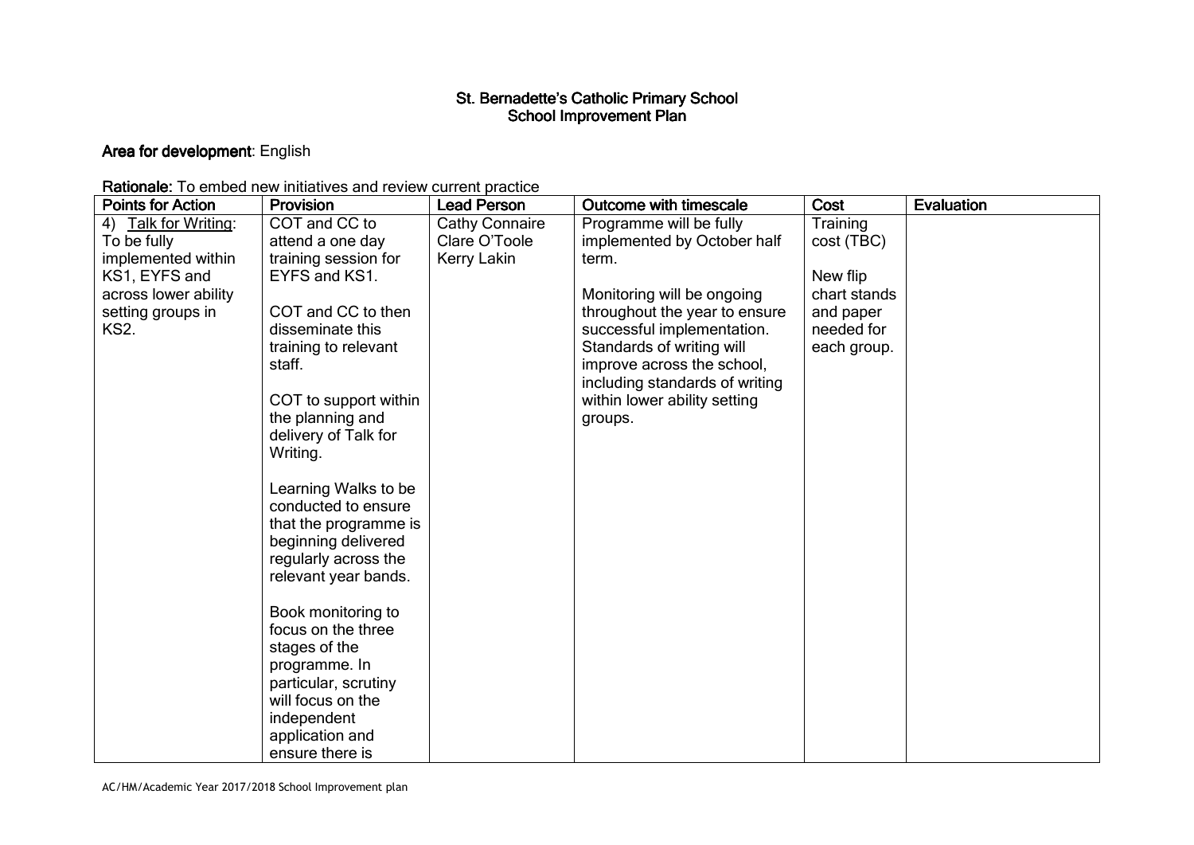# St. Bernadette's Catholic Primary School
## School Improvement Plan

**Area for development**: English

**Rationale:** To embed new initiatives and review current practice

| Points for Action | Provision | Lead Person | Outcome with timescale | Cost | Evaluation |
|---|---|---|---|---|---|
| 4) Talk for Writing: To be fully implemented within KS1, EYFS and across lower ability setting groups in KS2. | COT and CC to attend a one day training session for EYFS and KS1.<br><br>COT and CC to then disseminate this training to relevant staff.<br><br>COT to support within the planning and delivery of Talk for Writing.<br><br>Learning Walks to be conducted to ensure that the programme is beginning delivered regularly across the relevant year bands.<br><br>Book monitoring to focus on the three stages of the programme. In particular, scrutiny will focus on the independent application and ensure there is | Cathy Connaire<br>Clare O'Toole<br>Kerry Lakin | Programme will be fully implemented by October half term.<br><br>Monitoring will be ongoing throughout the year to ensure successful implementation. Standards of writing will improve across the school, including standards of writing within lower ability setting groups. | Training cost (TBC)<br><br>New flip chart stands and paper needed for each group. | |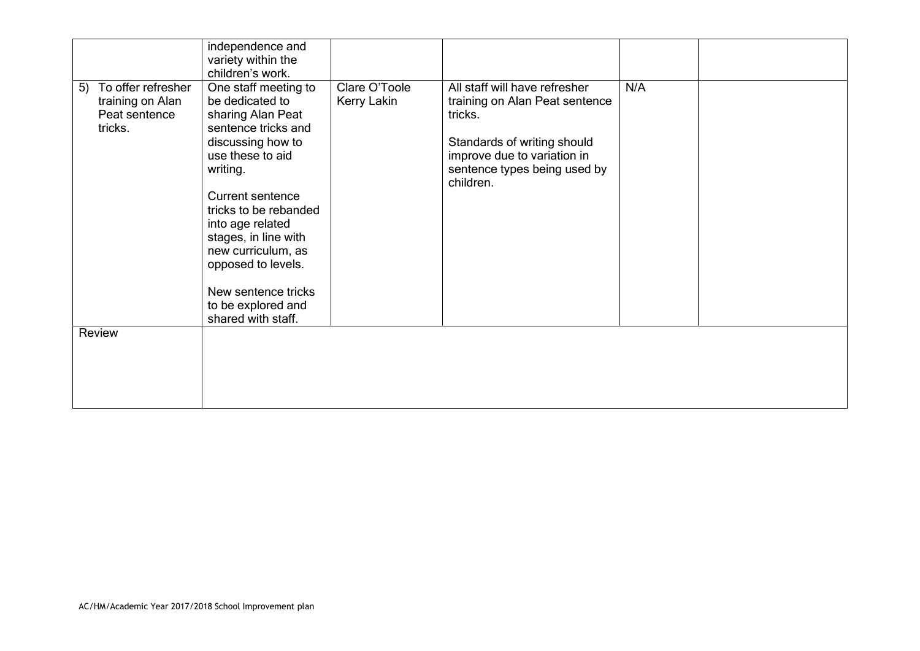| | | | | | |
|---|---|---|---|---|---|
| | independence and variety within the children's work. | | | | |
| 5) To offer refresher training on Alan Peat sentence tricks. | One staff meeting to be dedicated to sharing Alan Peat sentence tricks and discussing how to use these to aid writing.<br><br>Current sentence tricks to be rebanded into age related stages, in line with new curriculum, as opposed to levels.<br><br>New sentence tricks to be explored and shared with staff. | Clare O'Toole<br>Kerry Lakin | All staff will have refresher training on Alan Peat sentence tricks.<br><br>Standards of writing should improve due to variation in sentence types being used by children. | N/A | |
| Review | | | | | |